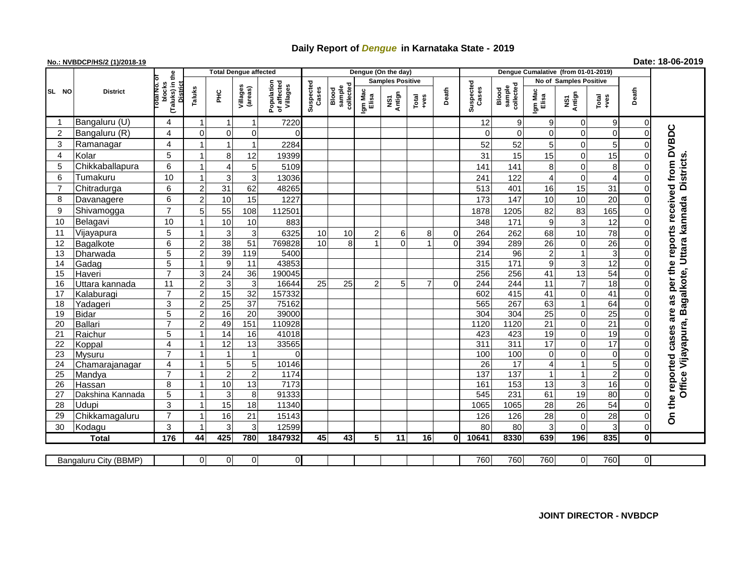# Daily Report of *Dengue* in Karnataka State - 2019

**No.: NVBDCP/HS/2 (1)/2018-19**

**Date: 18-06-2019**

| SL NO | District | Total No. of blocks (Taluks) in the District | Total Dengue affected | | | | Dengue (On the day) | | | | | | Dengue Cumalative (from 01-01-2019) | | | | | | |
|---|---|---|---|---|---|---|---|---|---|---|---|---|---|---|---|---|---|---|---|
| | | | Taluks | PHC | Villages (areas) | Population of affected Villages | Suspected Cases | Blood sample collected | Samples Positive | | | Death | Suspected Cases | Blood sample collected | No of Samples Positive | | | Death | |
| | | | | | | | | | Igm Mac Elisa | NS1 Antign | Total +ves | | | | Igm Mac Elisa | NS1 Antign | Total +ves | | |
| 1 | Bangaluru (U) | 4 | 1 | 1 | 1 | 7220 | | | | | | | 12 | 9 | 9 | 0 | 9 | 0 | On the reported cases are as per the reports received from DVBDC Office Vijayapura, Bagalkote, Uttara kannada Districts. |
| 2 | Bangaluru (R) | 4 | 0 | 0 | 0 | 0 | | | | | | | 0 | 0 | 0 | 0 | 0 | 0 | |
| 3 | Ramanagar | 4 | 1 | 1 | 1 | 2284 | | | | | | | 52 | 52 | 5 | 0 | 5 | 0 | |
| 4 | Kolar | 5 | 1 | 8 | 12 | 19399 | | | | | | | 31 | 15 | 15 | 0 | 15 | 0 | |
| 5 | Chikkaballapura | 6 | 1 | 4 | 5 | 5109 | | | | | | | 141 | 141 | 8 | 0 | 8 | 0 | |
| 6 | Tumakuru | 10 | 1 | 3 | 3 | 13036 | | | | | | | 241 | 122 | 4 | 0 | 4 | 0 | |
| 7 | Chitradurga | 6 | 2 | 31 | 62 | 48265 | | | | | | | 513 | 401 | 16 | 15 | 31 | 0 | |
| 8 | Davanagere | 6 | 2 | 10 | 15 | 1227 | | | | | | | 173 | 147 | 10 | 10 | 20 | 0 | |
| 9 | Shivamogga | 7 | 5 | 55 | 108 | 112501 | | | | | | | 1878 | 1205 | 82 | 83 | 165 | 0 | |
| 10 | Belagavi | 10 | 1 | 10 | 10 | 883 | | | | | | | 348 | 171 | 9 | 3 | 12 | 0 | |
| 11 | Vijayapura | 5 | 1 | 3 | 3 | 6325 | 10 | 10 | 2 | 6 | 8 | 0 | 264 | 262 | 68 | 10 | 78 | 0 | |
| 12 | Bagalkote | 6 | 2 | 38 | 51 | 769828 | 10 | 8 | 1 | 0 | 1 | 0 | 394 | 289 | 26 | 0 | 26 | 0 | |
| 13 | Dharwada | 5 | 2 | 39 | 119 | 5400 | | | | | | | 214 | 96 | 2 | 1 | 3 | 0 | |
| 14 | Gadag | 5 | 1 | 9 | 11 | 43853 | | | | | | | 315 | 171 | 9 | 3 | 12 | 0 | |
| 15 | Haveri | 7 | 3 | 24 | 36 | 190045 | | | | | | | 256 | 256 | 41 | 13 | 54 | 0 | |
| 16 | Uttara kannada | 11 | 2 | 3 | 3 | 16644 | 25 | 25 | 2 | 5 | 7 | 0 | 244 | 244 | 11 | 7 | 18 | 0 | |
| 17 | Kalaburagi | 7 | 2 | 15 | 32 | 157332 | | | | | | | 602 | 415 | 41 | 0 | 41 | 0 | |
| 18 | Yadageri | 3 | 2 | 25 | 37 | 75162 | | | | | | | 565 | 267 | 63 | 1 | 64 | 0 | |
| 19 | Bidar | 5 | 2 | 16 | 20 | 39000 | | | | | | | 304 | 304 | 25 | 0 | 25 | 0 | |
| 20 | Ballari | 7 | 2 | 49 | 151 | 110928 | | | | | | | 1120 | 1120 | 21 | 0 | 21 | 0 | |
| 21 | Raichur | 5 | 1 | 14 | 16 | 41018 | | | | | | | 423 | 423 | 19 | 0 | 19 | 0 | |
| 22 | Koppal | 4 | 1 | 12 | 13 | 33565 | | | | | | | 311 | 311 | 17 | 0 | 17 | 0 | |
| 23 | Mysuru | 7 | 1 | 1 | 1 | 0 | | | | | | | 100 | 100 | 0 | 0 | 0 | 0 | |
| 24 | Chamarajanagar | 4 | 1 | 5 | 5 | 10146 | | | | | | | 26 | 17 | 4 | 1 | 5 | 0 | |
| 25 | Mandya | 7 | 1 | 2 | 2 | 1174 | | | | | | | 137 | 137 | 1 | 1 | 2 | 0 | |
| 26 | Hassan | 8 | 1 | 10 | 13 | 7173 | | | | | | | 161 | 153 | 13 | 3 | 16 | 0 | |
| 27 | Dakshina Kannada | 5 | 1 | 3 | 8 | 91333 | | | | | | | 545 | 231 | 61 | 19 | 80 | 0 | |
| 28 | Udupi | 3 | 1 | 15 | 18 | 11340 | | | | | | | 1065 | 1065 | 28 | 26 | 54 | 0 | |
| 29 | Chikkamagaluru | 7 | 1 | 16 | 21 | 15143 | | | | | | | 126 | 126 | 28 | 0 | 28 | 0 | |
| 30 | Kodagu | 3 | 1 | 3 | 3 | 12599 | | | | | | | 80 | 80 | 3 | 0 | 3 | 0 | |
| **Total** | | **176** | **44** | **425** | **780** | **1847932** | **45** | **43** | **5** | **11** | **16** | **0** | **10641** | **8330** | **639** | **196** | **835** | **0** | |

| Bangaluru City (BBMP) | | 0 | 0 | 0 | 0 | | | | | | | 760 | 760 | 760 | 0 | 760 | 0 |
|---|---|---|---|---|---|---|---|---|---|---|---|---|---|---|---|---|---|

**JOINT DIRECTOR - NVBDCP**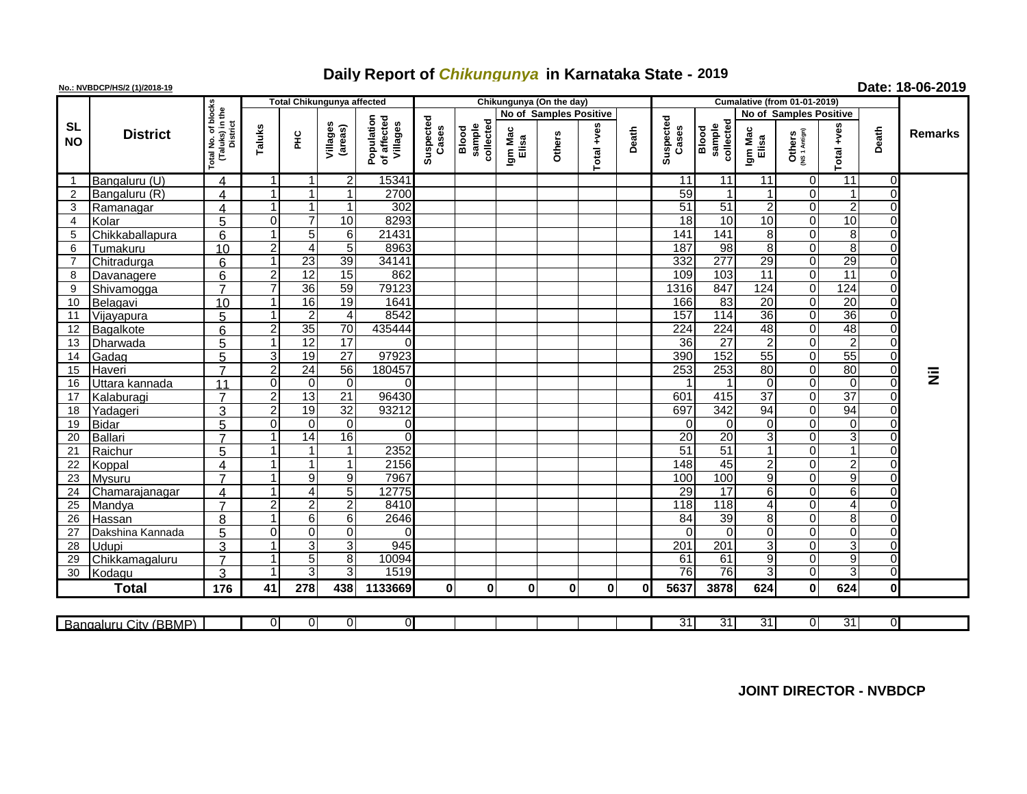# Daily Report of *Chikungunya* in Karnataka State - 2019

**No.: NVBDCP/HS/2 (1)/2018-19**

**Date: 18-06-2019**

| SL NO | District | Total No. of blocks (Taluks) in the District | Total Chikungunya affected | | | | Chikungunya (On the day) | | | | | | Cumulative (from 01-01-2019) | | | | | | Remarks |
|---|---|---|---|---|---|---|---|---|---|---|---|---|---|---|---|---|---|---|---|
| | | | Taluks | PHC | Villages (areas) | Population of affected Villages | Suspected Cases | Blood sample collected | No of Samples Positive | | | Death | Suspected Cases | Blood sample collected | No of Samples Positive | | | Death | |
| | | | | | | | | | Igm Mac Elisa | Others | Total +ves | | | | Igm Mac Elisa | Others (NS 1 Antign) | Total +ves | | |
| 1 | Bangaluru (U) | 4 | 1 | 1 | 2 | 15341 | | | | | | | 11 | 11 | 11 | 0 | 11 | 0 | Nil |
| 2 | Bangaluru (R) | 4 | 1 | 1 | 1 | 2700 | | | | | | | 59 | 1 | 1 | 0 | 1 | 0 | |
| 3 | Ramanagar | 4 | 1 | 1 | 1 | 302 | | | | | | | 51 | 51 | 2 | 0 | 2 | 0 | |
| 4 | Kolar | 5 | 0 | 7 | 10 | 8293 | | | | | | | 18 | 10 | 10 | 0 | 10 | 0 | |
| 5 | Chikkaballapura | 6 | 1 | 5 | 6 | 21431 | | | | | | | 141 | 141 | 8 | 0 | 8 | 0 | |
| 6 | Tumakuru | 10 | 2 | 4 | 5 | 8963 | | | | | | | 187 | 98 | 8 | 0 | 8 | 0 | |
| 7 | Chitradurga | 6 | 1 | 23 | 39 | 34141 | | | | | | | 332 | 277 | 29 | 0 | 29 | 0 | |
| 8 | Davanagere | 6 | 2 | 12 | 15 | 862 | | | | | | | 109 | 103 | 11 | 0 | 11 | 0 | |
| 9 | Shivamogga | 7 | 7 | 36 | 59 | 79123 | | | | | | | 1316 | 847 | 124 | 0 | 124 | 0 | |
| 10 | Belagavi | 10 | 1 | 16 | 19 | 1641 | | | | | | | 166 | 83 | 20 | 0 | 20 | 0 | |
| 11 | Vijayapura | 5 | 1 | 2 | 4 | 8542 | | | | | | | 157 | 114 | 36 | 0 | 36 | 0 | |
| 12 | Bagalkote | 6 | 2 | 35 | 70 | 435444 | | | | | | | 224 | 224 | 48 | 0 | 48 | 0 | |
| 13 | Dharwada | 5 | 1 | 12 | 17 | 0 | | | | | | | 36 | 27 | 2 | 0 | 2 | 0 | |
| 14 | Gadag | 5 | 3 | 19 | 27 | 97923 | | | | | | | 390 | 152 | 55 | 0 | 55 | 0 | |
| 15 | Haveri | 7 | 2 | 24 | 56 | 180457 | | | | | | | 253 | 253 | 80 | 0 | 80 | 0 | |
| 16 | Uttara kannada | 11 | 0 | 0 | 0 | 0 | | | | | | | 1 | 1 | 0 | 0 | 0 | 0 | |
| 17 | Kalaburagi | 7 | 2 | 13 | 21 | 96430 | | | | | | | 601 | 415 | 37 | 0 | 37 | 0 | |
| 18 | Yadageri | 3 | 2 | 19 | 32 | 93212 | | | | | | | 697 | 342 | 94 | 0 | 94 | 0 | |
| 19 | Bidar | 5 | 0 | 0 | 0 | 0 | | | | | | | 0 | 0 | 0 | 0 | 0 | 0 | |
| 20 | Ballari | 7 | 1 | 14 | 16 | 0 | | | | | | | 20 | 20 | 3 | 0 | 3 | 0 | |
| 21 | Raichur | 5 | 1 | 1 | 1 | 2352 | | | | | | | 51 | 51 | 1 | 0 | 1 | 0 | |
| 22 | Koppal | 4 | 1 | 1 | 1 | 2156 | | | | | | | 148 | 45 | 2 | 0 | 2 | 0 | |
| 23 | Mysuru | 7 | 1 | 9 | 9 | 7967 | | | | | | | 100 | 100 | 9 | 0 | 9 | 0 | |
| 24 | Chamarajanagar | 4 | 1 | 4 | 5 | 12775 | | | | | | | 29 | 17 | 6 | 0 | 6 | 0 | |
| 25 | Mandya | 7 | 2 | 2 | 2 | 8410 | | | | | | | 118 | 118 | 4 | 0 | 4 | 0 | |
| 26 | Hassan | 8 | 1 | 6 | 6 | 2646 | | | | | | | 84 | 39 | 8 | 0 | 8 | 0 | |
| 27 | Dakshina Kannada | 5 | 0 | 0 | 0 | 0 | | | | | | | 0 | 0 | 0 | 0 | 0 | 0 | |
| 28 | Udupi | 3 | 1 | 3 | 3 | 945 | | | | | | | 201 | 201 | 3 | 0 | 3 | 0 | |
| 29 | Chikkamagaluru | 7 | 1 | 5 | 8 | 10094 | | | | | | | 61 | 61 | 9 | 0 | 9 | 0 | |
| 30 | Kodagu | 3 | 1 | 3 | 3 | 1519 | | | | | | | 76 | 76 | 3 | 0 | 3 | 0 | |
| | **Total** | **176** | **41** | **278** | **438** | **1133669** | **0** | **0** | **0** | **0** | **0** | **0** | **5637** | **3878** | **624** | **0** | **624** | **0** | |
| | Bangaluru City (BBMP) | | 0 | 0 | 0 | 0 | | | | | | | 31 | 31 | 31 | 0 | 31 | 0 | |

**JOINT DIRECTOR - NVBDCP**